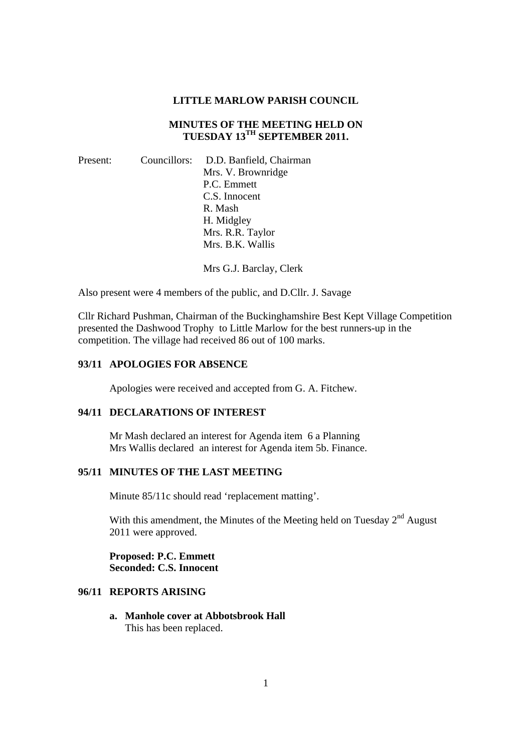**LITTLE MARLOW PARISH COUNCIL**

**MINUTES OF THE MEETING HELD ON TUESDAY 13TH SEPTEMBER 2011.**

Present: Councillors: D.D. Banfield, Chairman
Mrs. V. Brownridge
P.C. Emmett
C.S. Innocent
R. Mash
H. Midgley
Mrs. R.R. Taylor
Mrs. B.K. Wallis

Mrs G.J. Barclay, Clerk

Also present were 4 members of the public, and D.Cllr. J. Savage

Cllr Richard Pushman, Chairman of the Buckinghamshire Best Kept Village Competition presented the Dashwood Trophy to Little Marlow for the best runners-up in the competition. The village had received 86 out of 100 marks.

## 93/11 APOLOGIES FOR ABSENCE

Apologies were received and accepted from G. A. Fitchew.

## 94/11 DECLARATIONS OF INTEREST

Mr Mash declared an interest for Agenda item 6 a Planning
Mrs Wallis declared an interest for Agenda item 5b. Finance.

## 95/11 MINUTES OF THE LAST MEETING

Minute 85/11c should read 'replacement matting'.

With this amendment, the Minutes of the Meeting held on Tuesday 2nd August 2011 were approved.

**Proposed: P.C. Emmett**
**Seconded: C.S. Innocent**

## 96/11 REPORTS ARISING

**a. Manhole cover at Abbotsbrook Hall**
This has been replaced.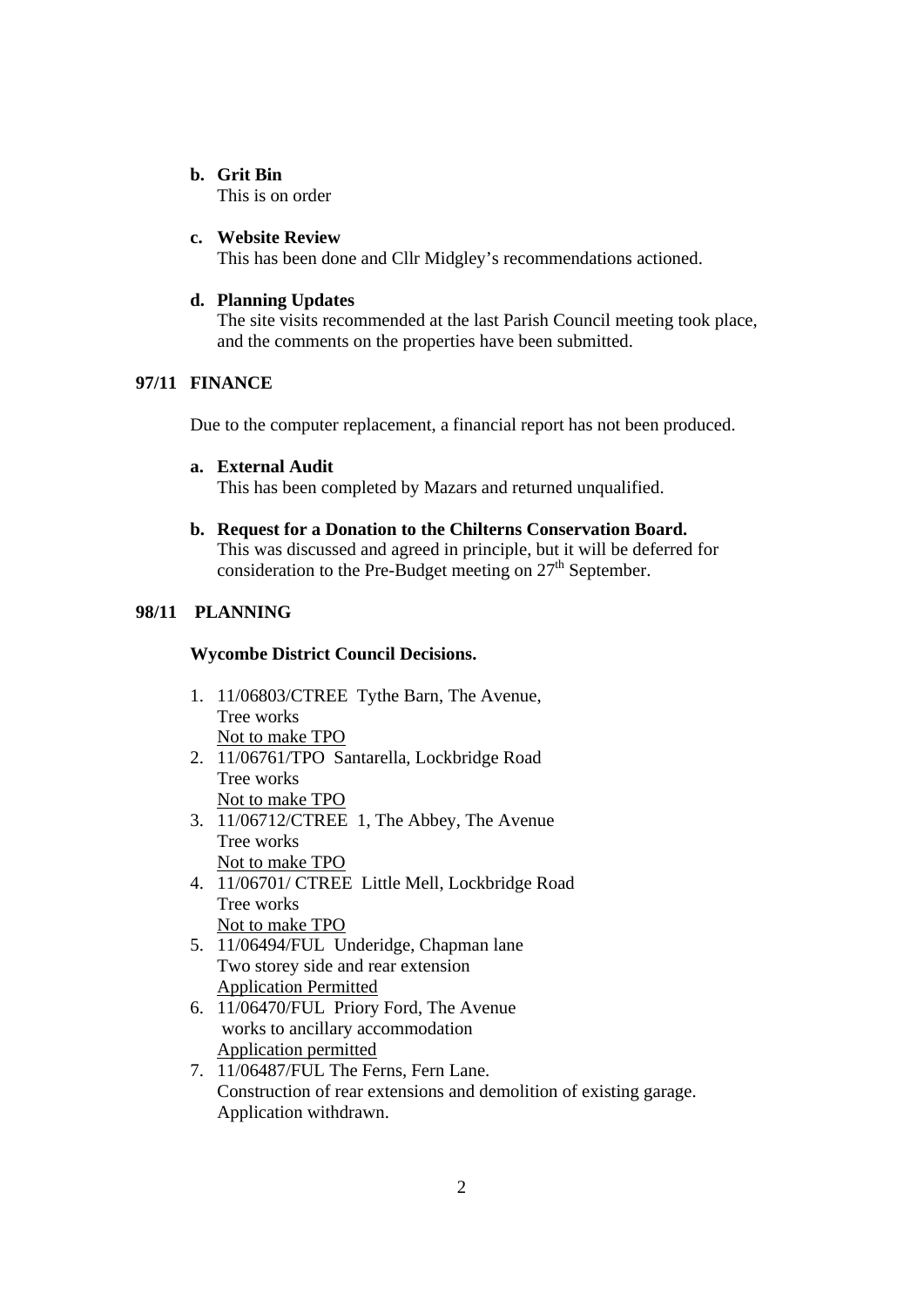**b. Grit Bin**

This is on order

**c. Website Review**

This has been done and Cllr Midgley's recommendations actioned.

**d. Planning Updates**

The site visits recommended at the last Parish Council meeting took place, and the comments on the properties have been submitted.

**97/11 FINANCE**

Due to the computer replacement, a financial report has not been produced.

**a. External Audit**

This has been completed by Mazars and returned unqualified.

**b. Request for a Donation to the Chilterns Conservation Board.**

This was discussed and agreed in principle, but it will be deferred for consideration to the Pre-Budget meeting on 27th September.

**98/11 PLANNING**

**Wycombe District Council Decisions.**

1. 11/06803/CTREE Tythe Barn, The Avenue,
   Tree works
   Not to make TPO
2. 11/06761/TPO Santarella, Lockbridge Road
   Tree works
   Not to make TPO
3. 11/06712/CTREE 1, The Abbey, The Avenue
   Tree works
   Not to make TPO
4. 11/06701/ CTREE Little Mell, Lockbridge Road
   Tree works
   Not to make TPO
5. 11/06494/FUL Underidge, Chapman lane
   Two storey side and rear extension
   Application Permitted
6. 11/06470/FUL Priory Ford, The Avenue
   works to ancillary accommodation
   Application permitted
7. 11/06487/FUL The Ferns, Fern Lane.
   Construction of rear extensions and demolition of existing garage.
   Application withdrawn.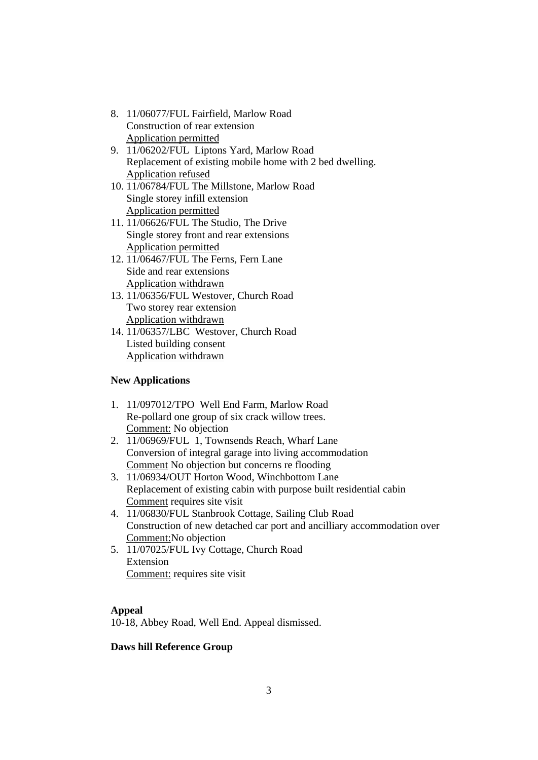8. 11/06077/FUL Fairfield, Marlow Road
   Construction of rear extension
   Application permitted
9. 11/06202/FUL Liptons Yard, Marlow Road
   Replacement of existing mobile home with 2 bed dwelling.
   Application refused
10. 11/06784/FUL The Millstone, Marlow Road
    Single storey infill extension
    Application permitted
11. 11/06626/FUL The Studio, The Drive
    Single storey front and rear extensions
    Application permitted
12. 11/06467/FUL The Ferns, Fern Lane
    Side and rear extensions
    Application withdrawn
13. 11/06356/FUL Westover, Church Road
    Two storey rear extension
    Application withdrawn
14. 11/06357/LBC Westover, Church Road
    Listed building consent
    Application withdrawn

**New Applications**

1. 11/097012/TPO Well End Farm, Marlow Road
   Re-pollard one group of six crack willow trees.
   Comment: No objection
2. 11/06969/FUL 1, Townsends Reach, Wharf Lane
   Conversion of integral garage into living accommodation
   Comment No objection but concerns re flooding
3. 11/06934/OUT Horton Wood, Winchbottom Lane
   Replacement of existing cabin with purpose built residential cabin
   Comment requires site visit
4. 11/06830/FUL Stanbrook Cottage, Sailing Club Road
   Construction of new detached car port and ancilliary accommodation over
   Comment:No objection
5. 11/07025/FUL Ivy Cottage, Church Road
   Extension
   Comment: requires site visit

**Appeal**

10-18, Abbey Road, Well End. Appeal dismissed.

**Daws hill Reference Group**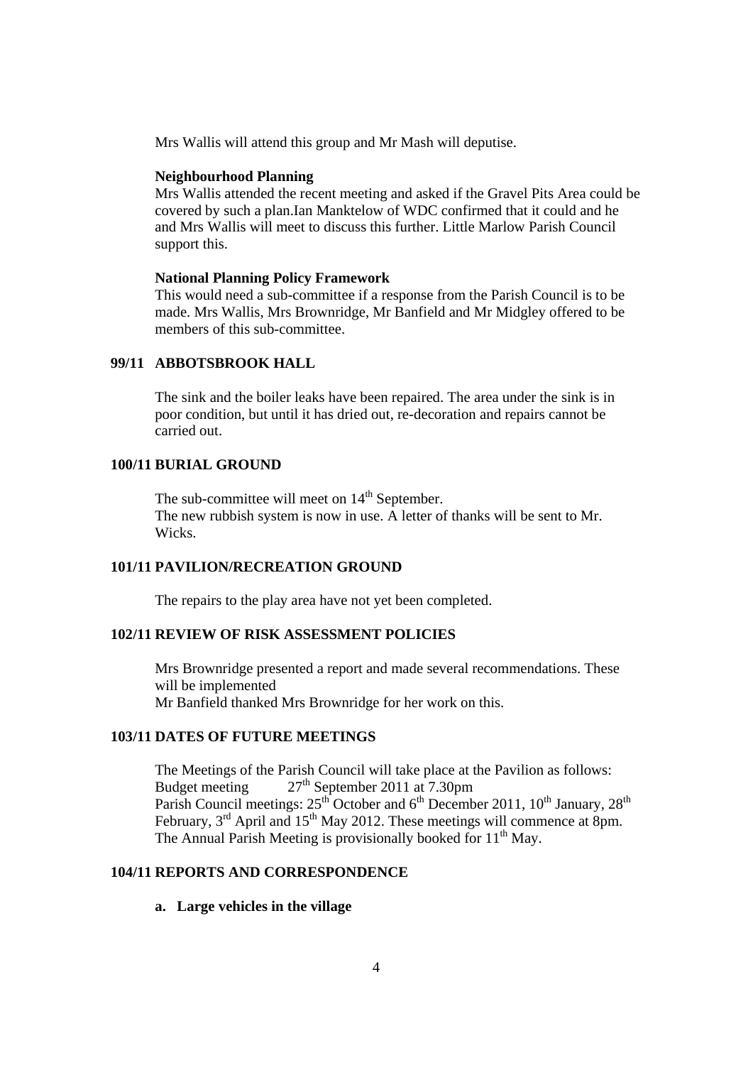Mrs Wallis will attend this group and Mr Mash will deputise.

**Neighbourhood Planning**

Mrs Wallis attended the recent meeting and asked if the Gravel Pits Area could be covered by such a plan.Ian Manktelow of WDC confirmed that it could and he and Mrs Wallis will meet to discuss this further. Little Marlow Parish Council support this.

**National Planning Policy Framework**

This would need a sub-committee if a response from the Parish Council is to be made. Mrs Wallis, Mrs Brownridge, Mr Banfield and Mr Midgley offered to be members of this sub-committee.

## 99/11 ABBOTSBROOK HALL

The sink and the boiler leaks have been repaired. The area under the sink is in poor condition, but until it has dried out, re-decoration and repairs cannot be carried out.

## 100/11 BURIAL GROUND

The sub-committee will meet on 14th September.
The new rubbish system is now in use. A letter of thanks will be sent to Mr. Wicks.

## 101/11 PAVILION/RECREATION GROUND

The repairs to the play area have not yet been completed.

## 102/11 REVIEW OF RISK ASSESSMENT POLICIES

Mrs Brownridge presented a report and made several recommendations. These will be implemented
Mr Banfield thanked Mrs Brownridge for her work on this.

## 103/11 DATES OF FUTURE MEETINGS

The Meetings of the Parish Council will take place at the Pavilion as follows:
Budget meeting 27th September 2011 at 7.30pm
Parish Council meetings: 25th October and 6th December 2011, 10th January, 28th February, 3rd April and 15th May 2012. These meetings will commence at 8pm.
The Annual Parish Meeting is provisionally booked for 11th May.

## 104/11 REPORTS AND CORRESPONDENCE

**a. Large vehicles in the village**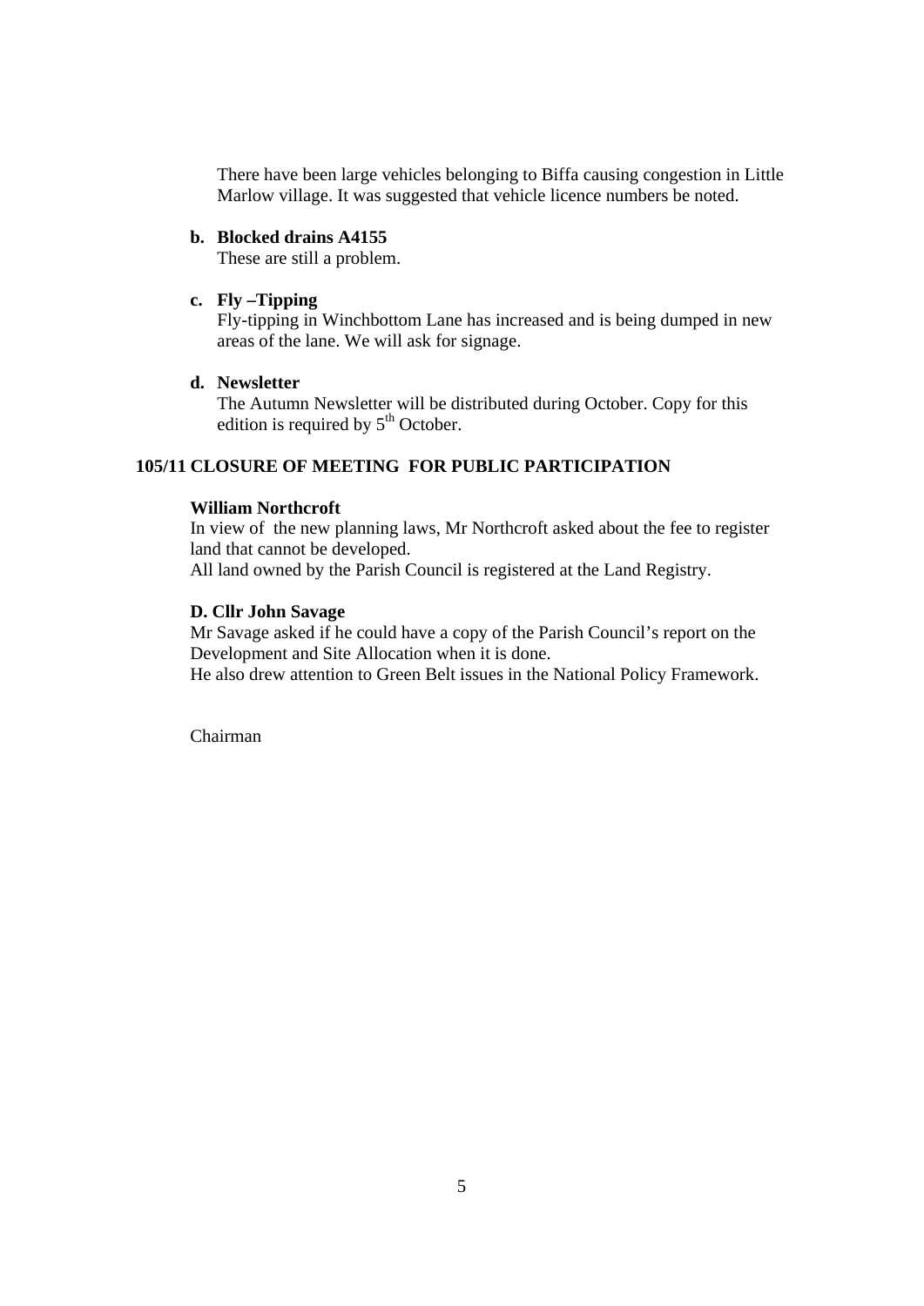There have been large vehicles belonging to Biffa causing congestion in Little Marlow village. It was suggested that vehicle licence numbers be noted.

**b. Blocked drains A4155**

These are still a problem.

**c. Fly –Tipping**

Fly-tipping in Winchbottom Lane has increased and is being dumped in new areas of the lane. We will ask for signage.

**d. Newsletter**

The Autumn Newsletter will be distributed during October. Copy for this edition is required by 5th October.

**105/11 CLOSURE OF MEETING FOR PUBLIC PARTICIPATION**

**William Northcroft**

In view of the new planning laws, Mr Northcroft asked about the fee to register land that cannot be developed.
All land owned by the Parish Council is registered at the Land Registry.

**D. Cllr John Savage**

Mr Savage asked if he could have a copy of the Parish Council's report on the Development and Site Allocation when it is done.
He also drew attention to Green Belt issues in the National Policy Framework.

Chairman